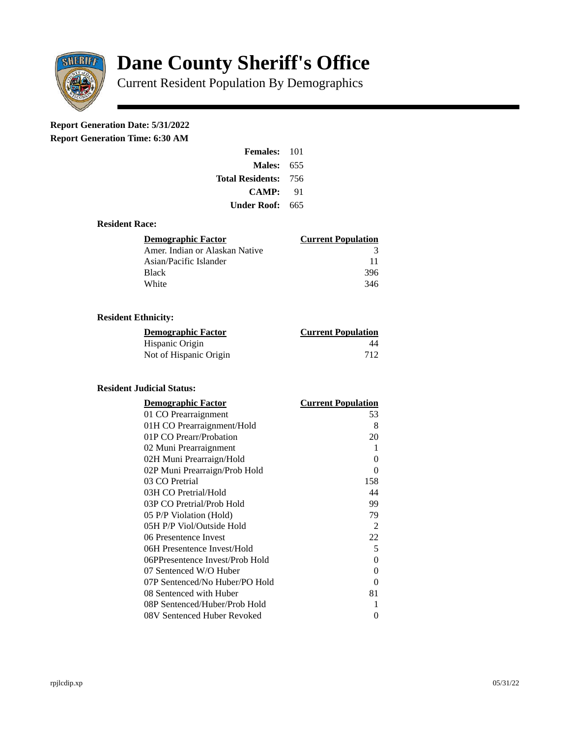# Dane County Sheriff's Office

## Current Resident Population By Demographics

**Report Generation Date: 5/31/2022**

**Report Generation Time: 6:30 AM**

| | |
|---|---|
| **Females:** | 101 |
| **Males:** | 655 |
| **Total Residents:** | 756 |
| **CAMP:** | 91 |
| **Under Roof:** | 665 |

### Resident Race:

| Demographic Factor | Current Population |
|---|---|
| Amer. Indian or Alaskan Native | 3 |
| Asian/Pacific Islander | 11 |
| Black | 396 |
| White | 346 |

### Resident Ethnicity:

| Demographic Factor | Current Population |
|---|---|
| Hispanic Origin | 44 |
| Not of Hispanic Origin | 712 |

### Resident Judicial Status:

| Demographic Factor | Current Population |
|---|---|
| 01 CO Prearraignment | 53 |
| 01H CO Prearraignment/Hold | 8 |
| 01P CO Prearr/Probation | 20 |
| 02 Muni Prearraignment | 1 |
| 02H Muni Prearraign/Hold | 0 |
| 02P Muni Prearraign/Prob Hold | 0 |
| 03 CO Pretrial | 158 |
| 03H CO Pretrial/Hold | 44 |
| 03P CO Pretrial/Prob Hold | 99 |
| 05 P/P Violation (Hold) | 79 |
| 05H P/P Viol/Outside Hold | 2 |
| 06 Presentence Invest | 22 |
| 06H Presentence Invest/Hold | 5 |
| 06PPresentence Invest/Prob Hold | 0 |
| 07 Sentenced W/O Huber | 0 |
| 07P Sentenced/No Huber/PO Hold | 0 |
| 08 Sentenced with Huber | 81 |
| 08P Sentenced/Huber/Prob Hold | 1 |
| 08V Sentenced Huber Revoked | 0 |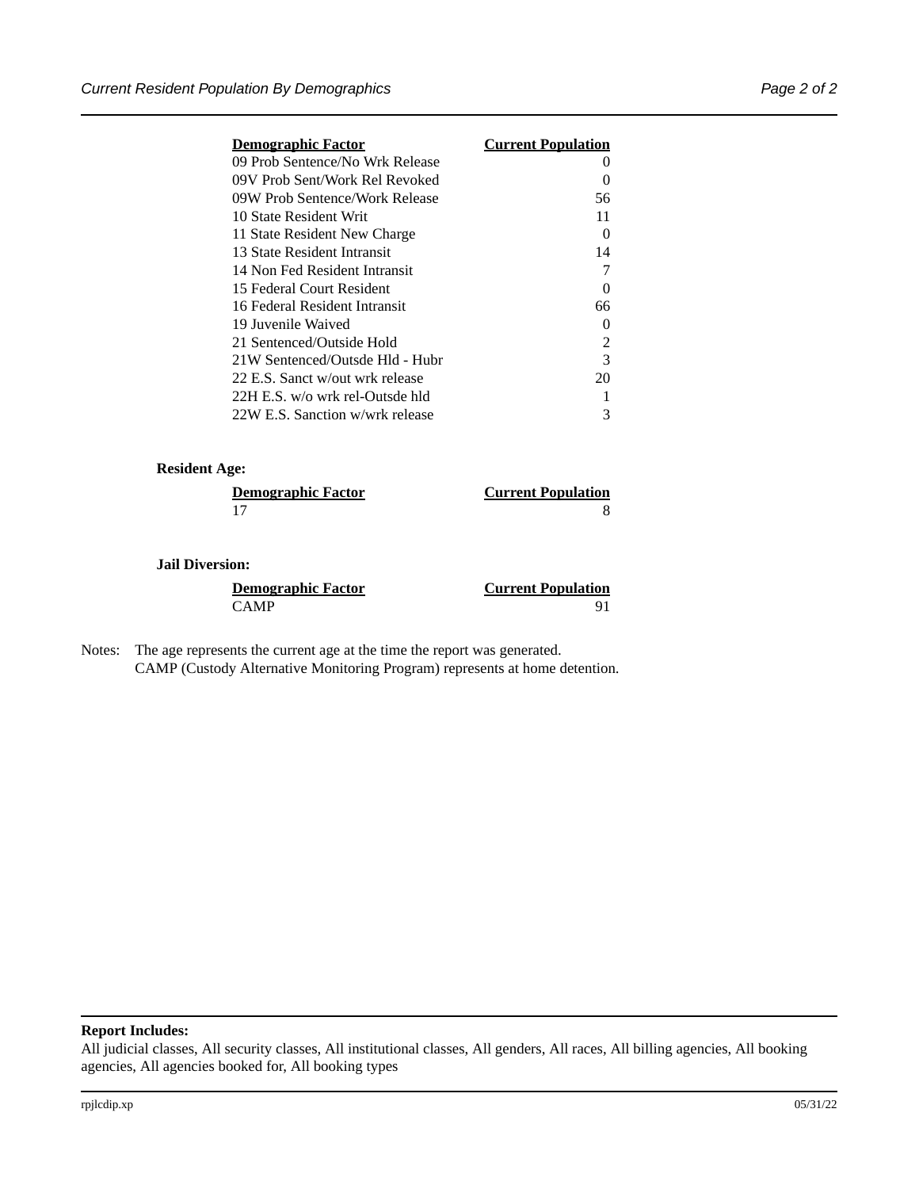| Demographic Factor | Current Population |
| --- | --- |
| 09 Prob Sentence/No Wrk Release | 0 |
| 09V Prob Sent/Work Rel Revoked | 0 |
| 09W Prob Sentence/Work Release | 56 |
| 10 State Resident Writ | 11 |
| 11 State Resident New Charge | 0 |
| 13 State Resident Intransit | 14 |
| 14 Non Fed Resident Intransit | 7 |
| 15 Federal Court Resident | 0 |
| 16 Federal Resident Intransit | 66 |
| 19 Juvenile Waived | 0 |
| 21 Sentenced/Outside Hold | 2 |
| 21W Sentenced/Outsde Hld - Hubr | 3 |
| 22 E.S. Sanct w/out wrk release | 20 |
| 22H E.S. w/o wrk rel-Outsde hld | 1 |
| 22W E.S. Sanction w/wrk release | 3 |

**Resident Age:**

| Demographic Factor | Current Population |
| --- | --- |
| 17 | 8 |

**Jail Diversion:**

| Demographic Factor | Current Population |
| --- | --- |
| CAMP | 91 |

Notes: The age represents the current age at the time the report was generated.
CAMP (Custody Alternative Monitoring Program) represents at home detention.

**Report Includes:**

All judicial classes, All security classes, All institutional classes, All genders, All races, All billing agencies, All booking agencies, All agencies booked for, All booking types